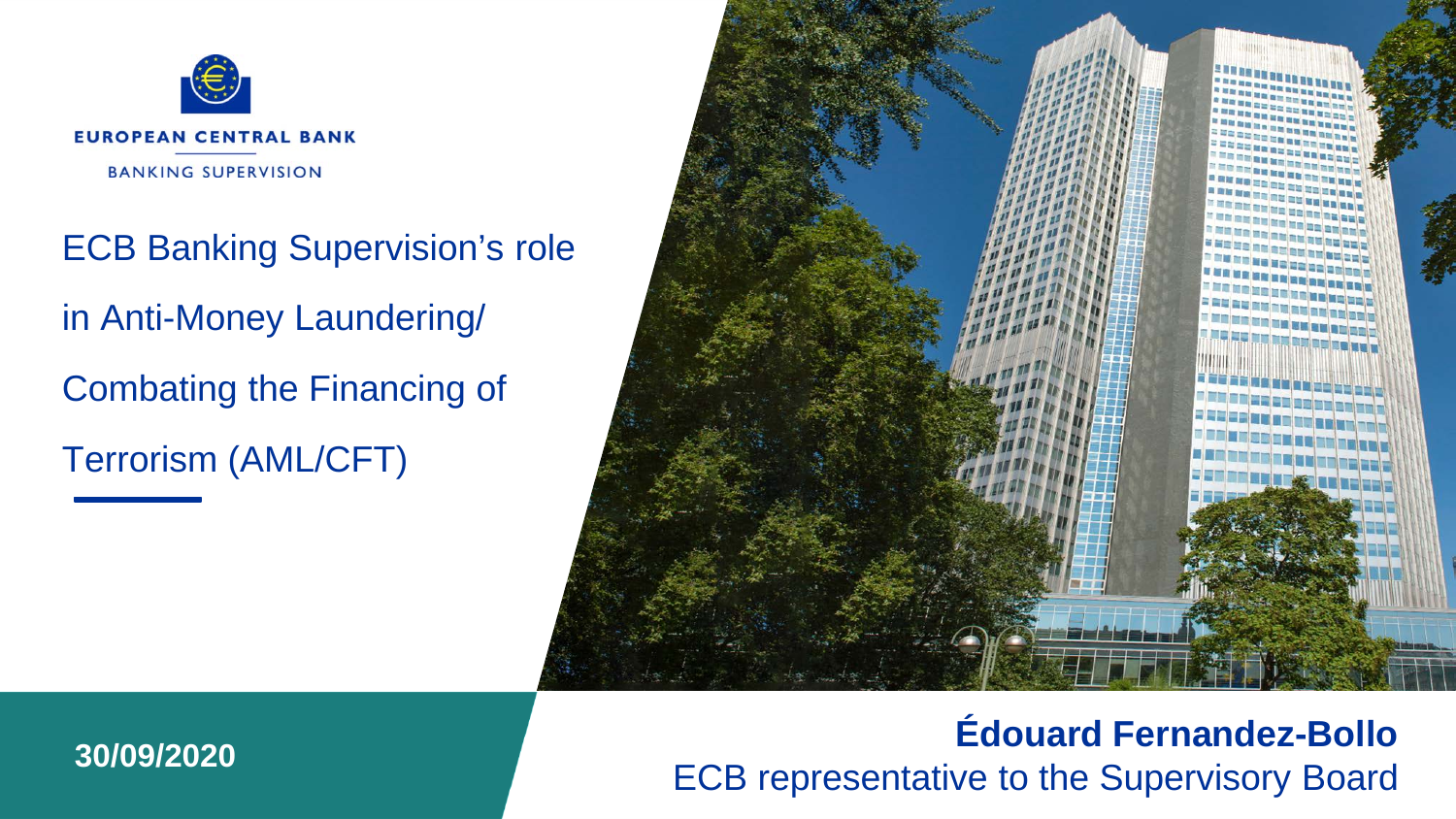EUROPEAN CENTRAL BANK

BANKING SUPERVISION

# ECB Banking Supervision's role in Anti-Money Laundering/ Combating the Financing of Terrorism (AML/CFT)

**30/09/2020**

**Édouard Fernandez-Bollo**

ECB representative to the Supervisory Board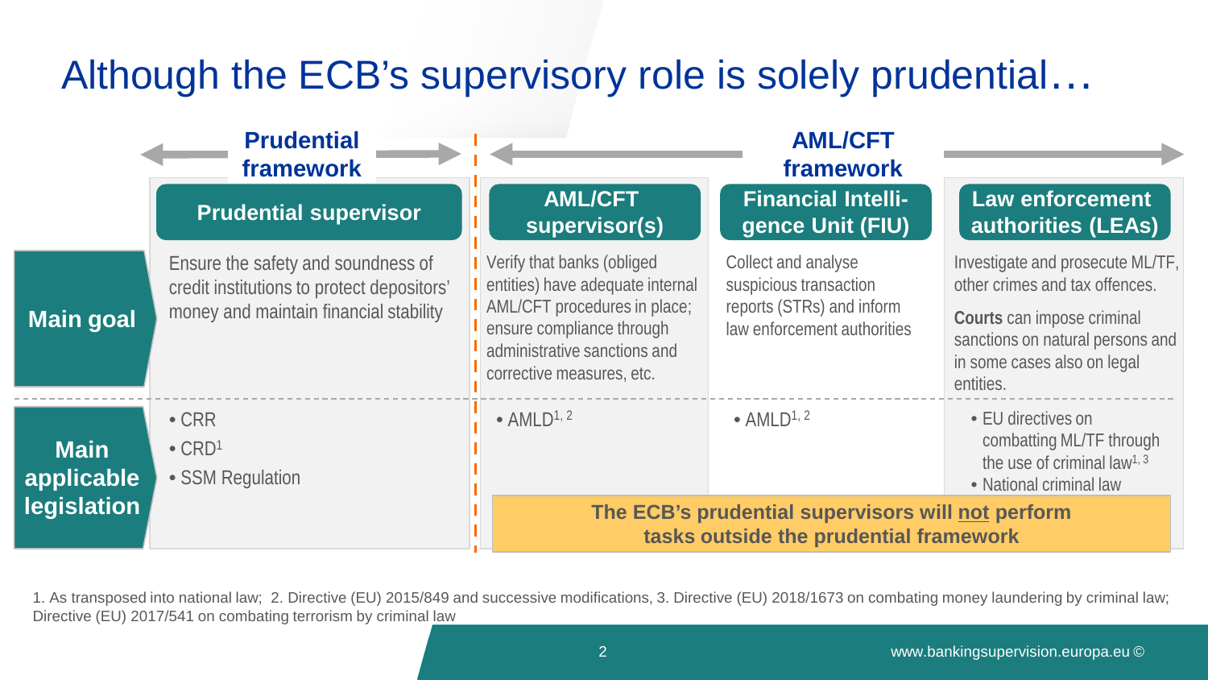# Although the ECB's supervisory role is solely prudential…

| | Prudential framework | AML/CFT framework | | |
|---|---|---|---|---|
| | **Prudential supervisor** | **AML/CFT supervisor(s)** | **Financial Intelligence Unit (FIU)** | **Law enforcement authorities (LEAs)** |
| **Main goal** | Ensure the safety and soundness of credit institutions to protect depositors' money and maintain financial stability | Verify that banks (obliged entities) have adequate internal AML/CFT procedures in place; ensure compliance through administrative sanctions and corrective measures, etc. | Collect and analyse suspicious transaction reports (STRs) and inform law enforcement authorities | Investigate and prosecute ML/TF, other crimes and tax offences. **Courts** can impose criminal sanctions on natural persons and in some cases also on legal entities. |
| **Main applicable legislation** | • CRR<br>• CRD[1]<br>• SSM Regulation | • AMLD[1, 2] | • AMLD[1, 2] | • EU directives on combatting ML/TF through the use of criminal law[1, 3]<br>• National criminal law |

**The ECB's prudential supervisors will not perform tasks outside the prudential framework**

1. As transposed into national law; 2. Directive (EU) 2015/849 and successive modifications, 3. Directive (EU) 2018/1673 on combating money laundering by criminal law; Directive (EU) 2017/541 on combating terrorism by criminal law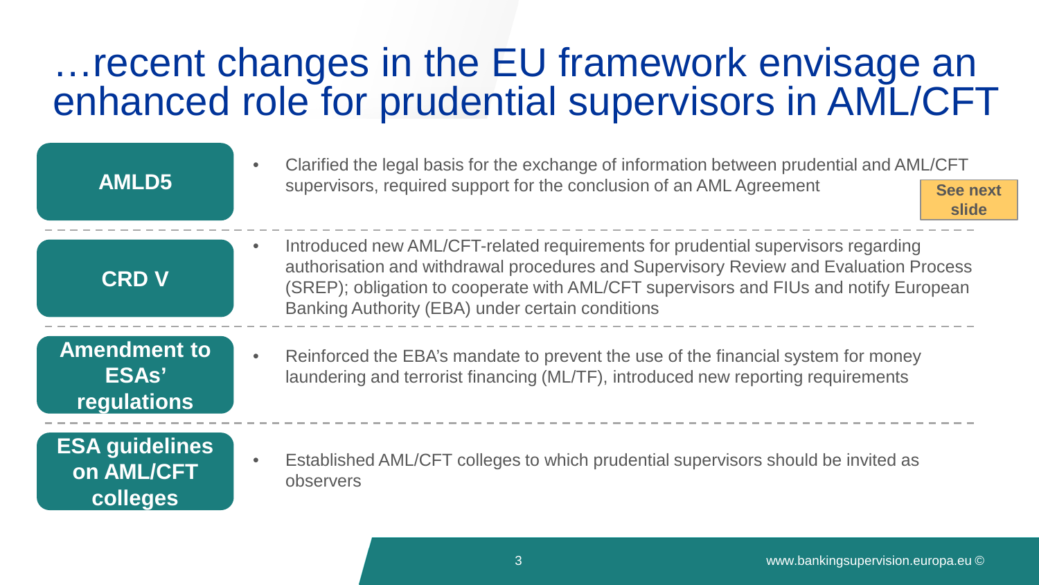# …recent changes in the EU framework envisage an enhanced role for prudential supervisors in AML/CFT

| | |
|---|---|
| **AMLD5** | • Clarified the legal basis for the exchange of information between prudential and AML/CFT supervisors, required support for the conclusion of an AML Agreement **See next slide** |
| **CRD V** | • Introduced new AML/CFT-related requirements for prudential supervisors regarding authorisation and withdrawal procedures and Supervisory Review and Evaluation Process (SREP); obligation to cooperate with AML/CFT supervisors and FIUs and notify European Banking Authority (EBA) under certain conditions |
| **Amendment to ESAs' regulations** | • Reinforced the EBA's mandate to prevent the use of the financial system for money laundering and terrorist financing (ML/TF), introduced new reporting requirements |
| **ESA guidelines on AML/CFT colleges** | • Established AML/CFT colleges to which prudential supervisors should be invited as observers |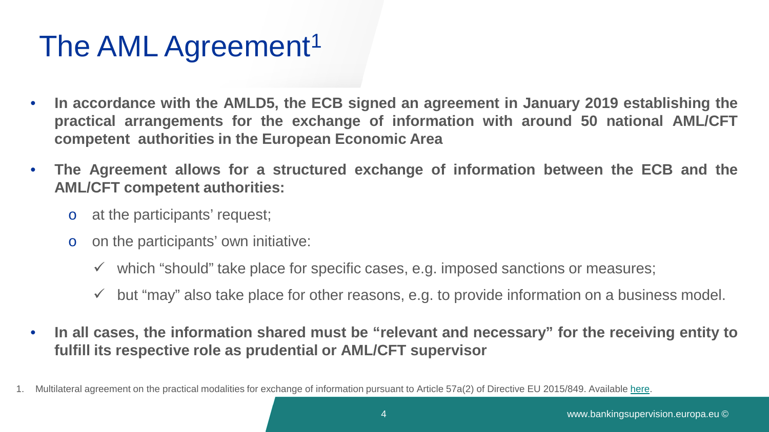# The AML Agreement[1]

- **In accordance with the AMLD5, the ECB signed an agreement in January 2019 establishing the practical arrangements for the exchange of information with around 50 national AML/CFT competent authorities in the European Economic Area**
- **The Agreement allows for a structured exchange of information between the ECB and the AML/CFT competent authorities:**
  - at the participants' request;
  - on the participants' own initiative:
    - ✓ which "should" take place for specific cases, e.g. imposed sanctions or measures;
    - ✓ but "may" also take place for other reasons, e.g. to provide information on a business model.
- **In all cases, the information shared must be "relevant and necessary" for the receiving entity to fulfill its respective role as prudential or AML/CFT supervisor**

1. Multilateral agreement on the practical modalities for exchange of information pursuant to Article 57a(2) of Directive EU 2015/849. Available here.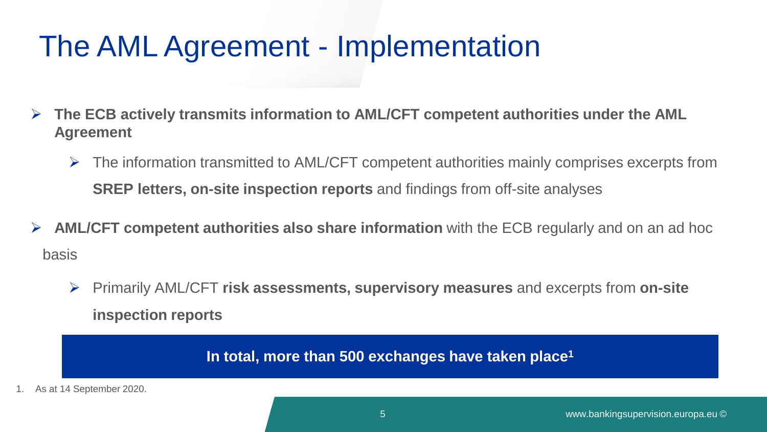# The AML Agreement - Implementation

- **The ECB actively transmits information to AML/CFT competent authorities under the AML Agreement**
  - The information transmitted to AML/CFT competent authorities mainly comprises excerpts from **SREP letters, on-site inspection reports** and findings from off-site analyses
- **AML/CFT competent authorities also share information** with the ECB regularly and on an ad hoc basis
  - Primarily AML/CFT **risk assessments, supervisory measures** and excerpts from **on-site inspection reports**

**In total, more than 500 exchanges have taken place**[1]

1. As at 14 September 2020.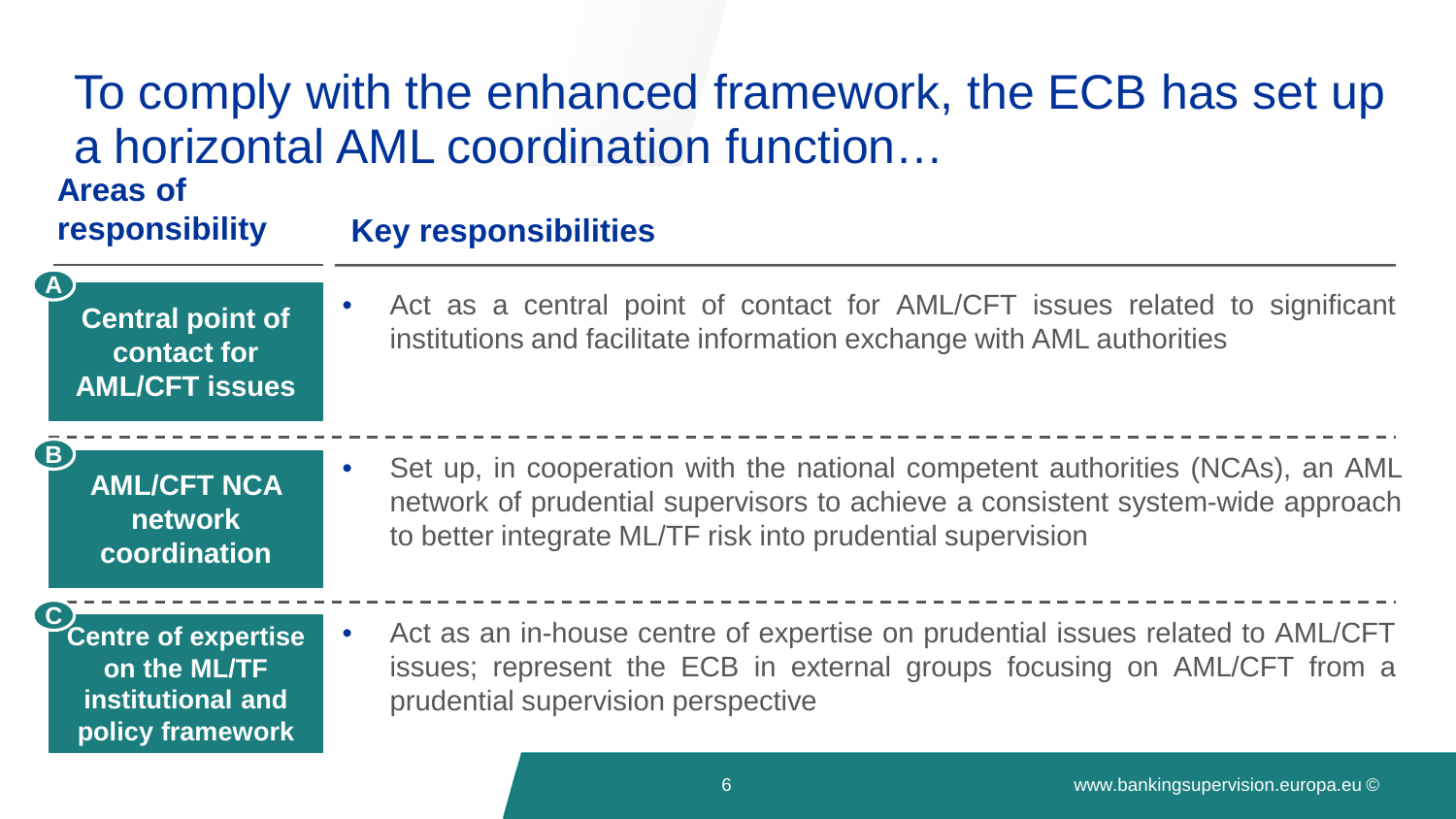# To comply with the enhanced framework, the ECB has set up a horizontal AML coordination function…

| Areas of responsibility | Key responsibilities |
| --- | --- |
| **A** Central point of contact for AML/CFT issues | • Act as a central point of contact for AML/CFT issues related to significant institutions and facilitate information exchange with AML authorities |
| **B** AML/CFT NCA network coordination | • Set up, in cooperation with the national competent authorities (NCAs), an AML network of prudential supervisors to achieve a consistent system-wide approach to better integrate ML/TF risk into prudential supervision |
| **C** Centre of expertise on the ML/TF institutional and policy framework | • Act as an in-house centre of expertise on prudential issues related to AML/CFT issues; represent the ECB in external groups focusing on AML/CFT from a prudential supervision perspective |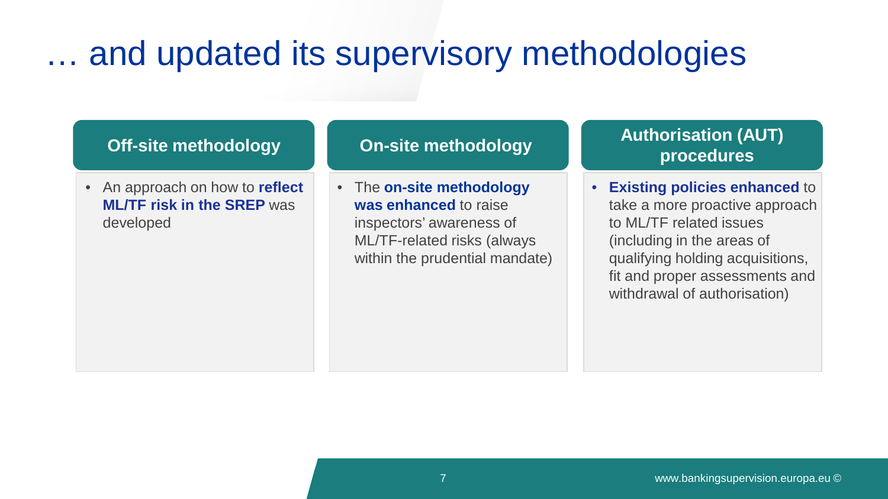# … and updated its supervisory methodologies

## Off-site methodology

- An approach on how to **reflect ML/TF risk in the SREP** was developed

## On-site methodology

- The **on-site methodology was enhanced** to raise inspectors' awareness of ML/TF-related risks (always within the prudential mandate)

## Authorisation (AUT) procedures

- **Existing policies enhanced** to take a more proactive approach to ML/TF related issues (including in the areas of qualifying holding acquisitions, fit and proper assessments and withdrawal of authorisation)